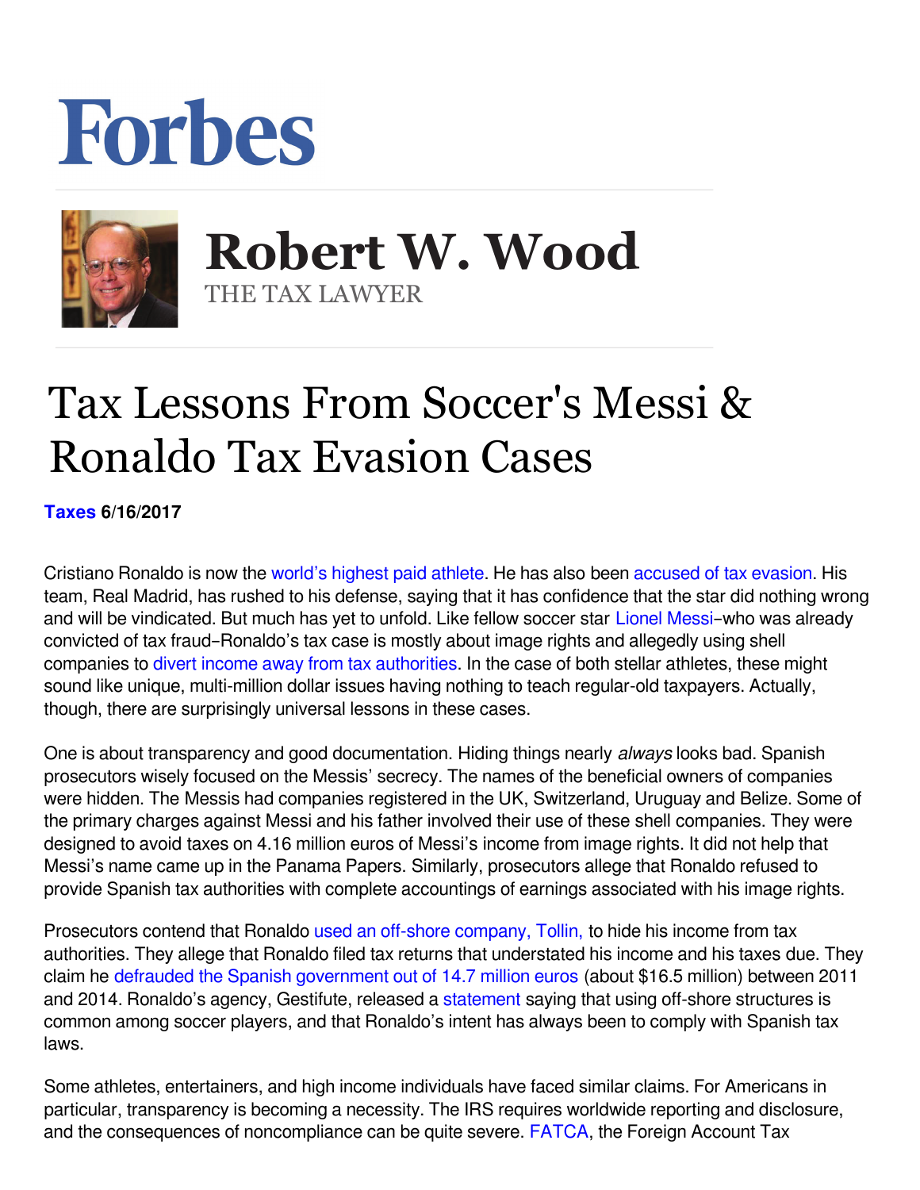# Forbes

## Robert W. Wood

THE TAX LAWYER

# Tax Lessons From Soccer's Messi & Ronaldo Tax Evasion Cases

**Taxes 6/16/2017**

Cristiano Ronaldo is now the world's highest paid athlete. He has also been accused of tax evasion. His team, Real Madrid, has rushed to his defense, saying that it has confidence that the star did nothing wrong and will be vindicated. But much has yet to unfold. Like fellow soccer star Lionel Messi–who was already convicted of tax fraud–Ronaldo's tax case is mostly about image rights and allegedly using shell companies to divert income away from tax authorities. In the case of both stellar athletes, these might sound like unique, multi-million dollar issues having nothing to teach regular-old taxpayers. Actually, though, there are surprisingly universal lessons in these cases.

One is about transparency and good documentation. Hiding things nearly *always* looks bad. Spanish prosecutors wisely focused on the Messis' secrecy. The names of the beneficial owners of companies were hidden. The Messis had companies registered in the UK, Switzerland, Uruguay and Belize. Some of the primary charges against Messi and his father involved their use of these shell companies. They were designed to avoid taxes on 4.16 million euros of Messi's income from image rights. It did not help that Messi's name came up in the Panama Papers. Similarly, prosecutors allege that Ronaldo refused to provide Spanish tax authorities with complete accountings of earnings associated with his image rights.

Prosecutors contend that Ronaldo used an off-shore company, Tollin, to hide his income from tax authorities. They allege that Ronaldo filed tax returns that understated his income and his taxes due. They claim he defrauded the Spanish government out of 14.7 million euros (about $16.5 million) between 2011 and 2014. Ronaldo's agency, Gestifute, released a statement saying that using off-shore structures is common among soccer players, and that Ronaldo's intent has always been to comply with Spanish tax laws.

Some athletes, entertainers, and high income individuals have faced similar claims. For Americans in particular, transparency is becoming a necessity. The IRS requires worldwide reporting and disclosure, and the consequences of noncompliance can be quite severe. FATCA, the Foreign Account Tax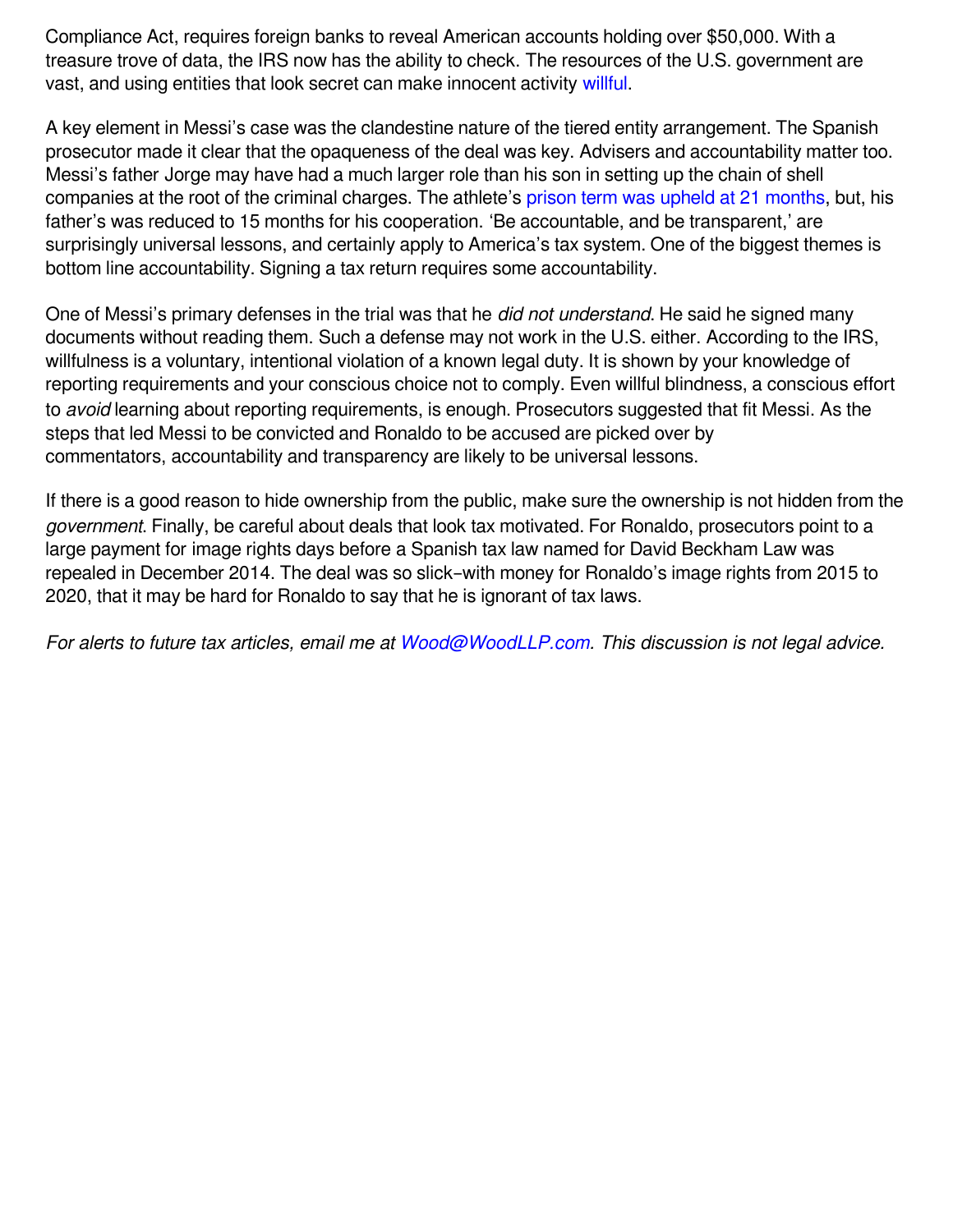Compliance Act, requires foreign banks to reveal American accounts holding over $50,000. With a treasure trove of data, the IRS now has the ability to check. The resources of the U.S. government are vast, and using entities that look secret can make innocent activity willful.

A key element in Messi's case was the clandestine nature of the tiered entity arrangement. The Spanish prosecutor made it clear that the opaqueness of the deal was key. Advisers and accountability matter too. Messi's father Jorge may have had a much larger role than his son in setting up the chain of shell companies at the root of the criminal charges. The athlete's prison term was upheld at 21 months, but, his father's was reduced to 15 months for his cooperation. 'Be accountable, and be transparent,' are surprisingly universal lessons, and certainly apply to America's tax system. One of the biggest themes is bottom line accountability. Signing a tax return requires some accountability.

One of Messi's primary defenses in the trial was that he *did not understand*. He said he signed many documents without reading them. Such a defense may not work in the U.S. either. According to the IRS, willfulness is a voluntary, intentional violation of a known legal duty. It is shown by your knowledge of reporting requirements and your conscious choice not to comply. Even willful blindness, a conscious effort to *avoid* learning about reporting requirements, is enough. Prosecutors suggested that fit Messi. As the steps that led Messi to be convicted and Ronaldo to be accused are picked over by commentators, accountability and transparency are likely to be universal lessons.

If there is a good reason to hide ownership from the public, make sure the ownership is not hidden from the *government*. Finally, be careful about deals that look tax motivated. For Ronaldo, prosecutors point to a large payment for image rights days before a Spanish tax law named for David Beckham Law was repealed in December 2014. The deal was so slick–with money for Ronaldo's image rights from 2015 to 2020, that it may be hard for Ronaldo to say that he is ignorant of tax laws.

*For alerts to future tax articles, email me at Wood@WoodLLP.com. This discussion is not legal advice.*